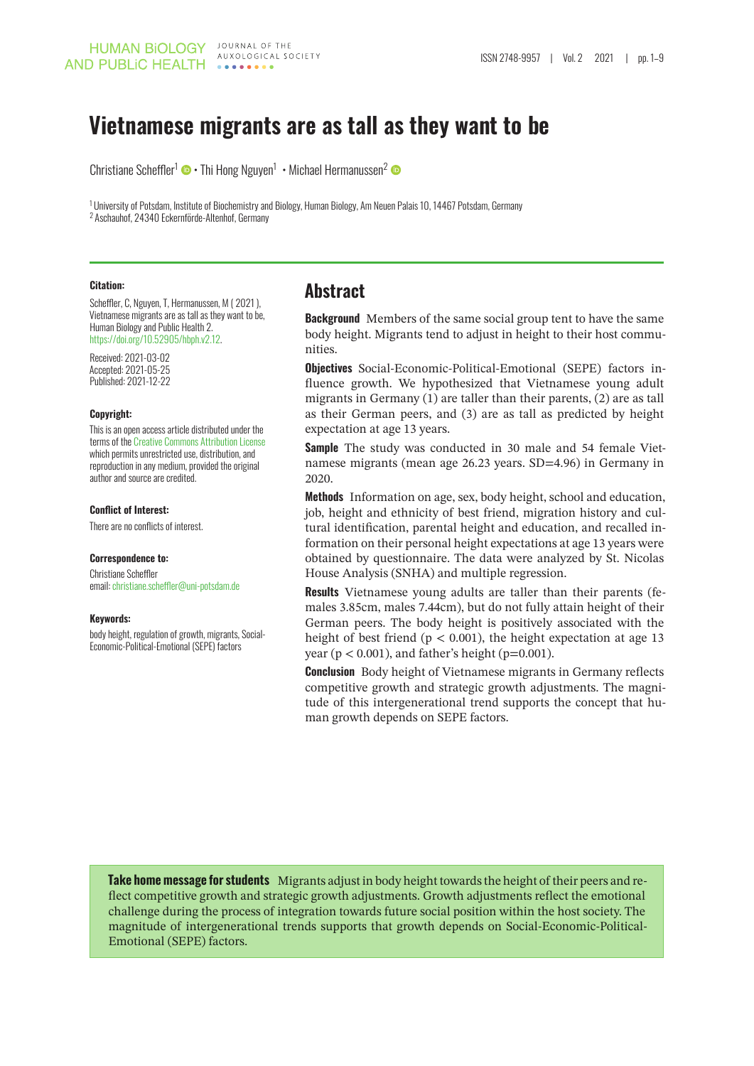# Vietnamese migrants are as tall as they want to be

Christiane Scheffler[1] • Thi Hong Nguyen[1] • Michael Hermanussen[2]

[1] University of Potsdam, Institute of Biochemistry and Biology, Human Biology, Am Neuen Palais 10, 14467 Potsdam, Germany
[2] Aschauhof, 24340 Eckernförde-Altenhof, Germany

**Citation:**

Scheffler, C, Nguyen, T, Hermanussen, M ( 2021 ), Vietnamese migrants are as tall as they want to be, Human Biology and Public Health 2. https://doi.org/10.52905/hbph.v2.12.

Received: 2021-03-02
Accepted: 2021-05-25
Published: 2021-12-22

**Copyright:**

This is an open access article distributed under the terms of the Creative Commons Attribution License which permits unrestricted use, distribution, and reproduction in any medium, provided the original author and source are credited.

**Conflict of Interest:**

There are no conflicts of interest.

**Correspondence to:**

Christiane Scheffler
email: christiane.scheffler@uni-potsdam.de

**Keywords:**

body height, regulation of growth, migrants, Social-Economic-Political-Emotional (SEPE) factors

## Abstract

**Background** Members of the same social group tent to have the same body height. Migrants tend to adjust in height to their host communities.

**Objectives** Social-Economic-Political-Emotional (SEPE) factors influence growth. We hypothesized that Vietnamese young adult migrants in Germany (1) are taller than their parents, (2) are as tall as their German peers, and (3) are as tall as predicted by height expectation at age 13 years.

**Sample** The study was conducted in 30 male and 54 female Vietnamese migrants (mean age 26.23 years. SD=4.96) in Germany in 2020.

**Methods** Information on age, sex, body height, school and education, job, height and ethnicity of best friend, migration history and cultural identification, parental height and education, and recalled information on their personal height expectations at age 13 years were obtained by questionnaire. The data were analyzed by St. Nicolas House Analysis (SNHA) and multiple regression.

**Results** Vietnamese young adults are taller than their parents (females 3.85cm, males 7.44cm), but do not fully attain height of their German peers. The body height is positively associated with the height of best friend ($p < 0.001$), the height expectation at age 13 year ($p < 0.001$), and father's height ($p=0.001$).

**Conclusion** Body height of Vietnamese migrants in Germany reflects competitive growth and strategic growth adjustments. The magnitude of this intergenerational trend supports the concept that human growth depends on SEPE factors.

**Take home message for students** Migrants adjust in body height towards the height of their peers and reflect competitive growth and strategic growth adjustments. Growth adjustments reflect the emotional challenge during the process of integration towards future social position within the host society. The magnitude of intergenerational trends supports that growth depends on Social-Economic-Political-Emotional (SEPE) factors.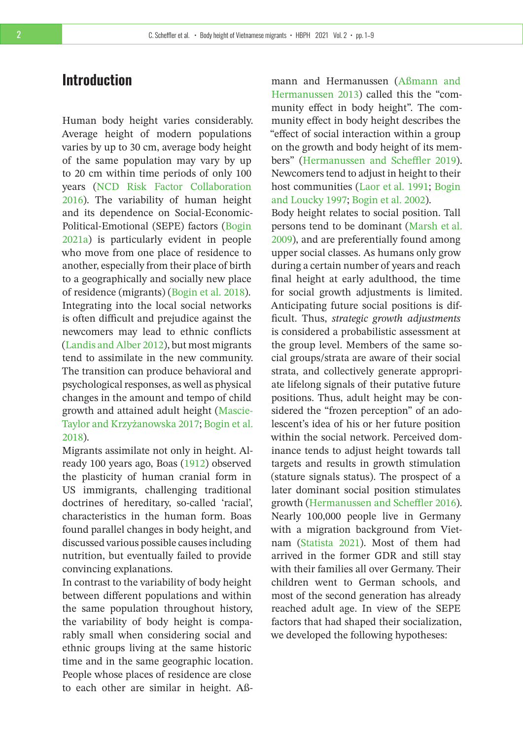## Introduction

Human body height varies considerably. Average height of modern populations varies by up to 30 cm, average body height of the same population may vary by up to 20 cm within time periods of only 100 years (NCD Risk Factor Collaboration 2016). The variability of human height and its dependence on Social-Economic-Political-Emotional (SEPE) factors (Bogin 2021a) is particularly evident in people who move from one place of residence to another, especially from their place of birth to a geographically and socially new place of residence (migrants) (Bogin et al. 2018). Integrating into the local social networks is often difficult and prejudice against the newcomers may lead to ethnic conflicts (Landis and Alber 2012), but most migrants tend to assimilate in the new community. The transition can produce behavioral and psychological responses, as well as physical changes in the amount and tempo of child growth and attained adult height (Mascie-Taylor and Krzyżanowska 2017; Bogin et al. 2018).

Migrants assimilate not only in height. Already 100 years ago, Boas (1912) observed the plasticity of human cranial form in US immigrants, challenging traditional doctrines of hereditary, so-called 'racial', characteristics in the human form. Boas found parallel changes in body height, and discussed various possible causes including nutrition, but eventually failed to provide convincing explanations.

In contrast to the variability of body height between different populations and within the same population throughout history, the variability of body height is comparably small when considering social and ethnic groups living at the same historic time and in the same geographic location. People whose places of residence are close to each other are similar in height. Aßmann and Hermanussen (Aßmann and Hermanussen 2013) called this the "community effect in body height". The community effect in body height describes the "effect of social interaction within a group on the growth and body height of its members" (Hermanussen and Scheffler 2019). Newcomers tend to adjust in height to their host communities (Laor et al. 1991; Bogin and Loucky 1997; Bogin et al. 2002).

Body height relates to social position. Tall persons tend to be dominant (Marsh et al. 2009), and are preferentially found among upper social classes. As humans only grow during a certain number of years and reach final height at early adulthood, the time for social growth adjustments is limited. Anticipating future social positions is difficult. Thus, *strategic growth adjustments* is considered a probabilistic assessment at the group level. Members of the same social groups/strata are aware of their social strata, and collectively generate appropriate lifelong signals of their putative future positions. Thus, adult height may be considered the "frozen perception" of an adolescent's idea of his or her future position within the social network. Perceived dominance tends to adjust height towards tall targets and results in growth stimulation (stature signals status). The prospect of a later dominant social position stimulates growth (Hermanussen and Scheffler 2016).

Nearly 100,000 people live in Germany with a migration background from Vietnam (Statista 2021). Most of them had arrived in the former GDR and still stay with their families all over Germany. Their children went to German schools, and most of the second generation has already reached adult age. In view of the SEPE factors that had shaped their socialization, we developed the following hypotheses: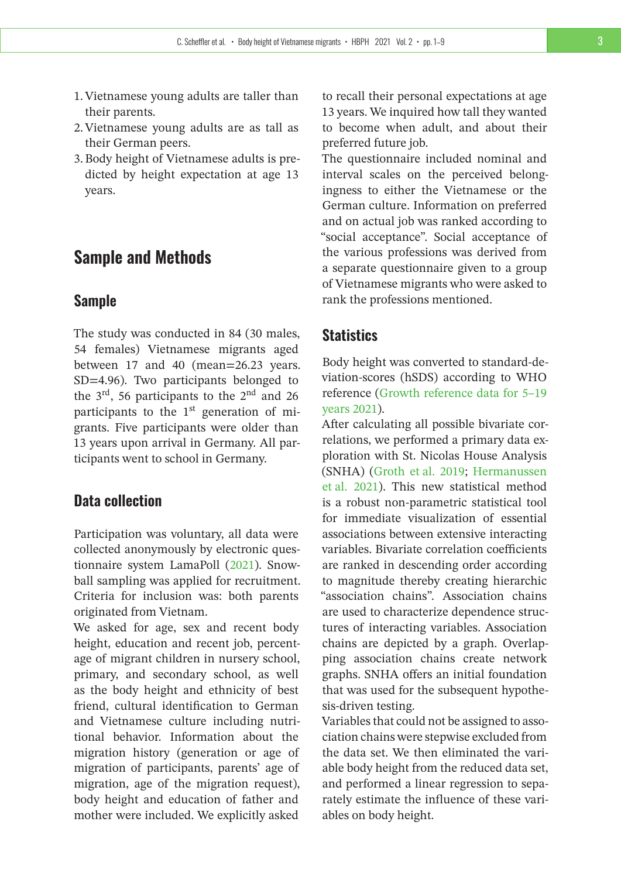1. Vietnamese young adults are taller than their parents.
2. Vietnamese young adults are as tall as their German peers.
3. Body height of Vietnamese adults is predicted by height expectation at age 13 years.

## Sample and Methods

### Sample

The study was conducted in 84 (30 males, 54 females) Vietnamese migrants aged between 17 and 40 (mean=26.23 years. SD=4.96). Two participants belonged to the 3rd, 56 participants to the 2nd and 26 participants to the 1st generation of migrants. Five participants were older than 13 years upon arrival in Germany. All participants went to school in Germany.

### Data collection

Participation was voluntary, all data were collected anonymously by electronic questionnaire system LamaPoll (2021). Snowball sampling was applied for recruitment. Criteria for inclusion was: both parents originated from Vietnam.

We asked for age, sex and recent body height, education and recent job, percentage of migrant children in nursery school, primary, and secondary school, as well as the body height and ethnicity of best friend, cultural identification to German and Vietnamese culture including nutritional behavior. Information about the migration history (generation or age of migration of participants, parents' age of migration, age of the migration request), body height and education of father and mother were included. We explicitly asked to recall their personal expectations at age 13 years. We inquired how tall they wanted to become when adult, and about their preferred future job.

The questionnaire included nominal and interval scales on the perceived belongingness to either the Vietnamese or the German culture. Information on preferred and on actual job was ranked according to "social acceptance". Social acceptance of the various professions was derived from a separate questionnaire given to a group of Vietnamese migrants who were asked to rank the professions mentioned.

### Statistics

Body height was converted to standard-deviation-scores (hSDS) according to WHO reference (Growth reference data for 5–19 years 2021).

After calculating all possible bivariate correlations, we performed a primary data exploration with St. Nicolas House Analysis (SNHA) (Groth et al. 2019; Hermanussen et al. 2021). This new statistical method is a robust non-parametric statistical tool for immediate visualization of essential associations between extensive interacting variables. Bivariate correlation coefficients are ranked in descending order according to magnitude thereby creating hierarchic "association chains". Association chains are used to characterize dependence structures of interacting variables. Association chains are depicted by a graph. Overlapping association chains create network graphs. SNHA offers an initial foundation that was used for the subsequent hypothesis-driven testing.

Variables that could not be assigned to association chains were stepwise excluded from the data set. We then eliminated the variable body height from the reduced data set, and performed a linear regression to separately estimate the influence of these variables on body height.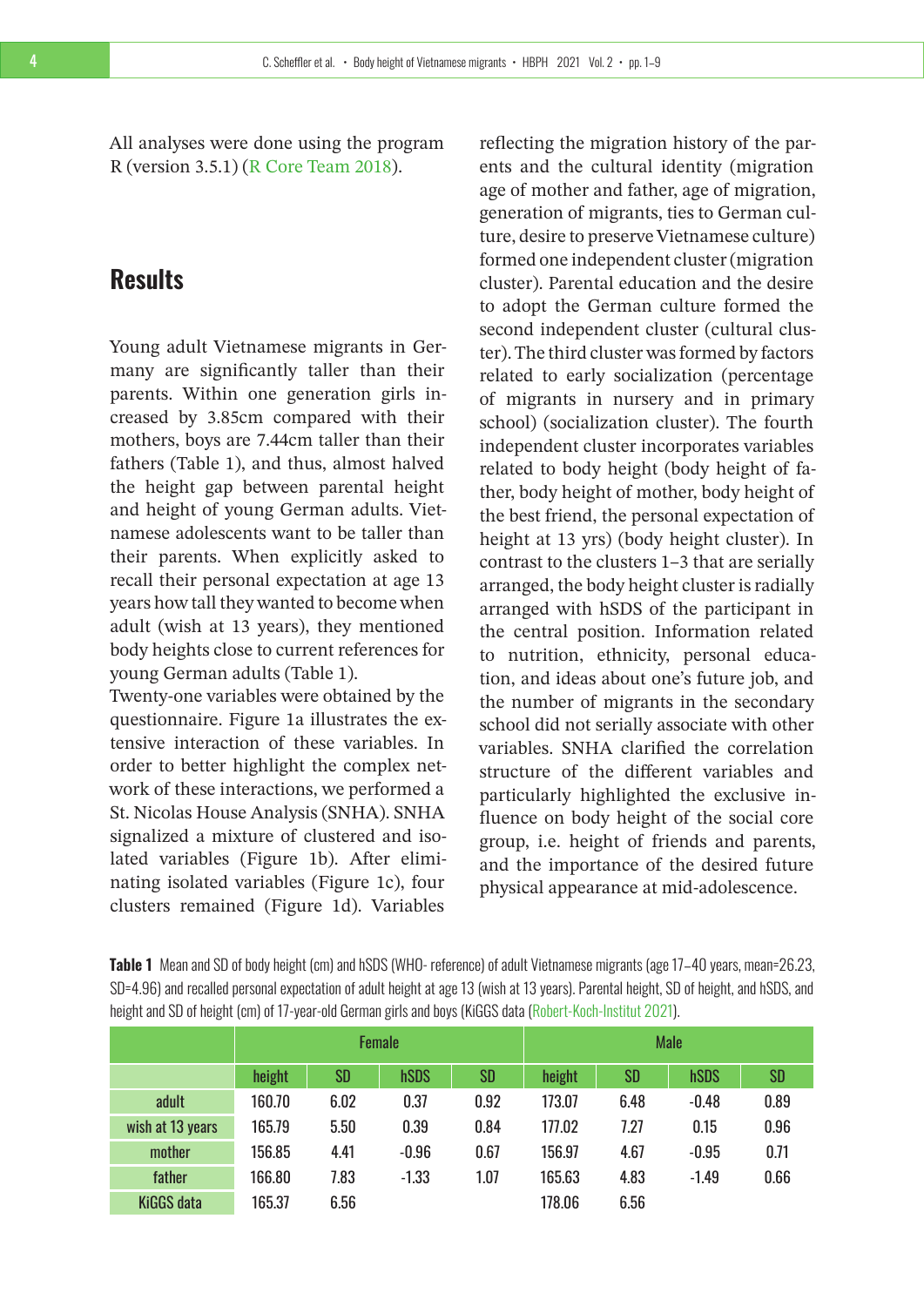All analyses were done using the program R (version 3.5.1) (R Core Team 2018).

## Results

Young adult Vietnamese migrants in Germany are significantly taller than their parents. Within one generation girls increased by 3.85cm compared with their mothers, boys are 7.44cm taller than their fathers (Table 1), and thus, almost halved the height gap between parental height and height of young German adults. Vietnamese adolescents want to be taller than their parents. When explicitly asked to recall their personal expectation at age 13 years how tall they wanted to become when adult (wish at 13 years), they mentioned body heights close to current references for young German adults (Table 1).

Twenty-one variables were obtained by the questionnaire. Figure 1a illustrates the extensive interaction of these variables. In order to better highlight the complex network of these interactions, we performed a St. Nicolas House Analysis (SNHA). SNHA signalized a mixture of clustered and isolated variables (Figure 1b). After eliminating isolated variables (Figure 1c), four clusters remained (Figure 1d). Variables reflecting the migration history of the parents and the cultural identity (migration age of mother and father, age of migration, generation of migrants, ties to German culture, desire to preserve Vietnamese culture) formed one independent cluster (migration cluster). Parental education and the desire to adopt the German culture formed the second independent cluster (cultural cluster). The third cluster was formed by factors related to early socialization (percentage of migrants in nursery and in primary school) (socialization cluster). The fourth independent cluster incorporates variables related to body height (body height of father, body height of mother, body height of the best friend, the personal expectation of height at 13 yrs) (body height cluster). In contrast to the clusters 1–3 that are serially arranged, the body height cluster is radially arranged with hSDS of the participant in the central position. Information related to nutrition, ethnicity, personal education, and ideas about one's future job, and the number of migrants in the secondary school did not serially associate with other variables. SNHA clarified the correlation structure of the different variables and particularly highlighted the exclusive influence on body height of the social core group, i.e. height of friends and parents, and the importance of the desired future physical appearance at mid-adolescence.

**Table 1** Mean and SD of body height (cm) and hSDS (WHO- reference) of adult Vietnamese migrants (age 17–40 years, mean=26.23, SD=4.96) and recalled personal expectation of adult height at age 13 (wish at 13 years). Parental height, SD of height, and hSDS, and height and SD of height (cm) of 17-year-old German girls and boys (KiGGS data (Robert-Koch-Institut 2021).

| | Female | | | | Male | | | |
|---|---|---|---|---|---|---|---|---|
| | height | SD | hSDS | SD | height | SD | hSDS | SD |
| adult | 160.70 | 6.02 | 0.37 | 0.92 | 173.07 | 6.48 | -0.48 | 0.89 |
| wish at 13 years | 165.79 | 5.50 | 0.39 | 0.84 | 177.02 | 7.27 | 0.15 | 0.96 |
| mother | 156.85 | 4.41 | -0.96 | 0.67 | 156.97 | 4.67 | -0.95 | 0.71 |
| father | 166.80 | 7.83 | -1.33 | 1.07 | 165.63 | 4.83 | -1.49 | 0.66 |
| KiGGS data | 165.37 | 6.56 | | | 178.06 | 6.56 | | |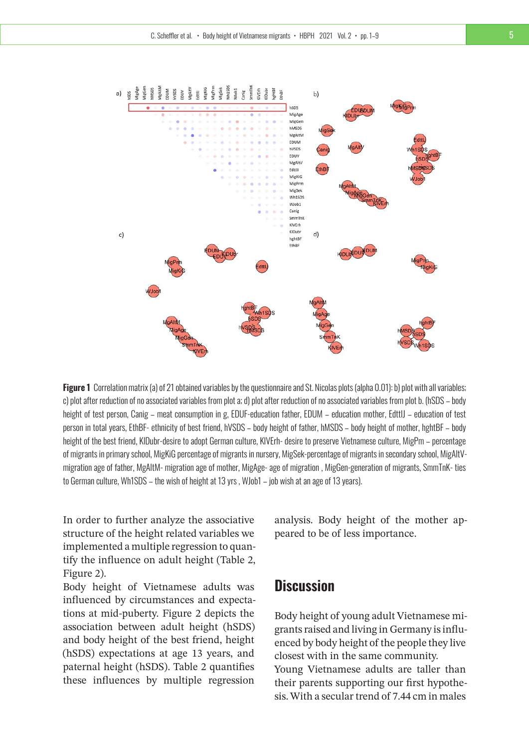**Figure 1** Correlation matrix (a) of 21 obtained variables by the questionnaire and St. Nicolas plots (alpha 0.01): b) plot with all variables; c) plot after reduction of no associated variables from plot a; d) plot after reduction of no associated variables from plot b. (hSDS – body height of test person, Canig – meat consumption in g, EDUF-education father, EDUM – education mother, EdttlJ – education of test person in total years, EthBF- ethnicity of best friend, hVSDS – body height of father, hMSDS – body height of mother, hghtBF – body height of the best friend, KlDubr-desire to adopt German culture, KlVErh- desire to preserve Vietnamese culture, MigPm – percentage of migrants in primary school, MigKiG percentage of migrants in nursery, MigSek-percentage of migrants in secondary school, MigAltV-migration age of father, MgAltM- migration age of mother, MigAge- age of migration , MigGen-generation of migrants, SmmTnK- ties to German culture, Wh1SDS – the wish of height at 13 yrs , WJob1 – job wish at an age of 13 years).

In order to further analyze the associative structure of the height related variables we implemented a multiple regression to quantify the influence on adult height (Table 2, Figure 2).

Body height of Vietnamese adults was influenced by circumstances and expectations at mid-puberty. Figure 2 depicts the association between adult height (hSDS) and body height of the best friend, height (hSDS) expectations at age 13 years, and paternal height (hSDS). Table 2 quantifies these influences by multiple regression analysis. Body height of the mother appeared to be of less importance.

## Discussion

Body height of young adult Vietnamese migrants raised and living in Germany is influenced by body height of the people they live closest with in the same community.

Young Vietnamese adults are taller than their parents supporting our first hypothesis. With a secular trend of 7.44 cm in males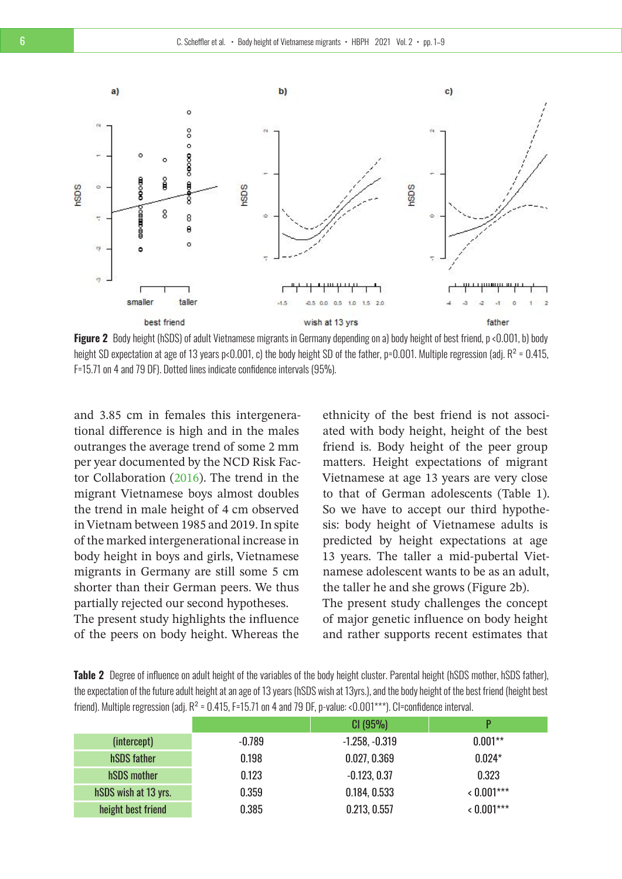**Figure 2** Body height (hSDS) of adult Vietnamese migrants in Germany depending on a) body height of best friend, p <0.001, b) body height SD expectation at age of 13 years p<0.001, c) the body height SD of the father, p=0.001. Multiple regression (adj. $R^2$ = 0.415, F=15.71 on 4 and 79 DF). Dotted lines indicate confidence intervals (95%).

and 3.85 cm in females this intergenerational difference is high and in the males outranges the average trend of some 2 mm per year documented by the NCD Risk Factor Collaboration (2016). The trend in the migrant Vietnamese boys almost doubles the trend in male height of 4 cm observed in Vietnam between 1985 and 2019. In spite of the marked intergenerational increase in body height in boys and girls, Vietnamese migrants in Germany are still some 5 cm shorter than their German peers. We thus partially rejected our second hypotheses.

The present study highlights the influence of the peers on body height. Whereas the ethnicity of the best friend is not associated with body height, height of the best friend is. Body height of the peer group matters. Height expectations of migrant Vietnamese at age 13 years are very close to that of German adolescents (Table 1). So we have to accept our third hypothesis: body height of Vietnamese adults is predicted by height expectations at age 13 years. The taller a mid-pubertal Vietnamese adolescent wants to be as an adult, the taller he and she grows (Figure 2b).

The present study challenges the concept of major genetic influence on body height and rather supports recent estimates that

**Table 2** Degree of influence on adult height of the variables of the body height cluster. Parental height (hSDS mother, hSDS father), the expectation of the future adult height at an age of 13 years (hSDS wish at 13yrs.), and the body height of the best friend (height best friend). Multiple regression (adj. $R^2$ = 0.415, F=15.71 on 4 and 79 DF, p-value: <0.001***). CI=confidence interval.

| | | CI (95%) | P |
|---|---|---|---|
| (intercept) | -0.789 | -1.258, -0.319 | 0.001** |
| hSDS father | 0.198 | 0.027, 0.369 | 0.024* |
| hSDS mother | 0.123 | -0.123, 0.37 | 0.323 |
| hSDS wish at 13 yrs. | 0.359 | 0.184, 0.533 | < 0.001*** |
| height best friend | 0.385 | 0.213, 0.557 | < 0.001*** |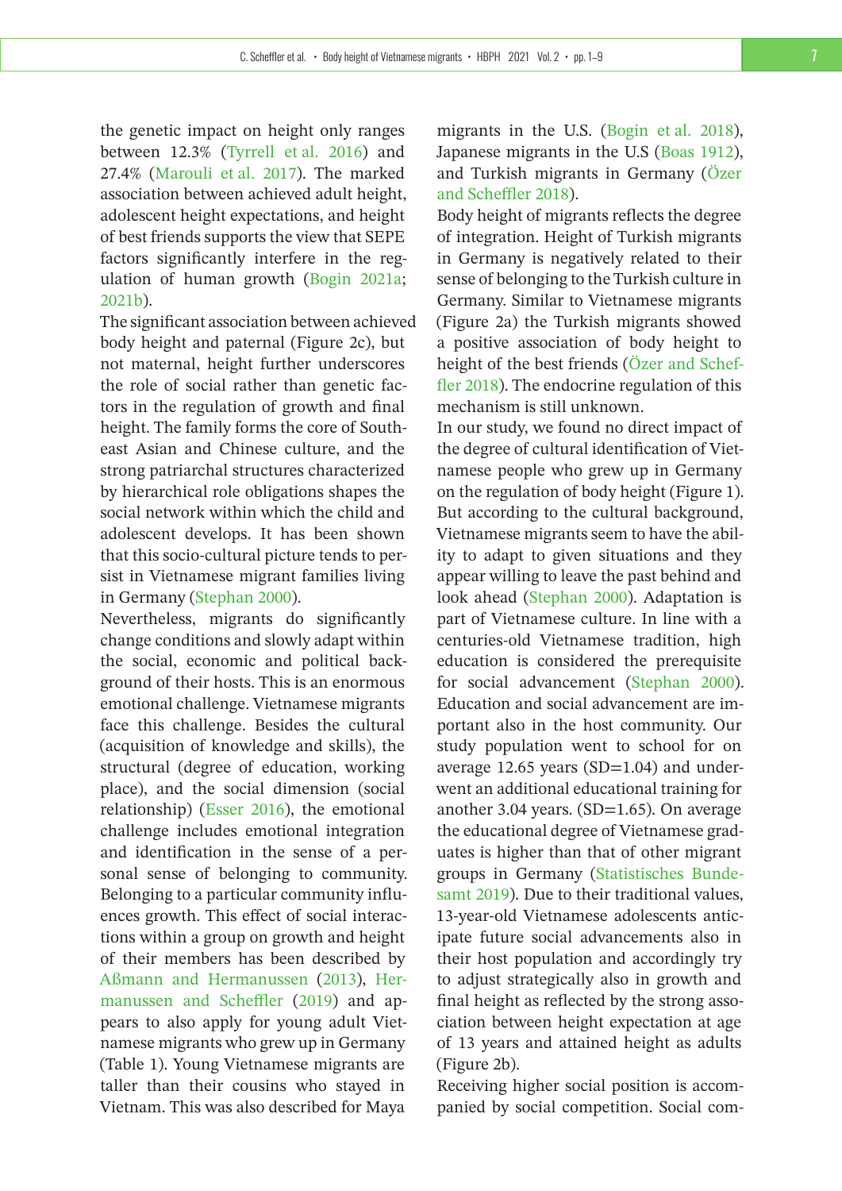the genetic impact on height only ranges between 12.3% (Tyrrell et al. 2016) and 27.4% (Marouli et al. 2017). The marked association between achieved adult height, adolescent height expectations, and height of best friends supports the view that SEPE factors significantly interfere in the regulation of human growth (Bogin 2021a; 2021b).

The significant association between achieved body height and paternal (Figure 2c), but not maternal, height further underscores the role of social rather than genetic factors in the regulation of growth and final height. The family forms the core of Southeast Asian and Chinese culture, and the strong patriarchal structures characterized by hierarchical role obligations shapes the social network within which the child and adolescent develops. It has been shown that this socio-cultural picture tends to persist in Vietnamese migrant families living in Germany (Stephan 2000).

Nevertheless, migrants do significantly change conditions and slowly adapt within the social, economic and political background of their hosts. This is an enormous emotional challenge. Vietnamese migrants face this challenge. Besides the cultural (acquisition of knowledge and skills), the structural (degree of education, working place), and the social dimension (social relationship) (Esser 2016), the emotional challenge includes emotional integration and identification in the sense of a personal sense of belonging to community. Belonging to a particular community influences growth. This effect of social interactions within a group on growth and height of their members has been described by Aßmann and Hermanussen (2013), Hermanussen and Scheffler (2019) and appears to also apply for young adult Vietnamese migrants who grew up in Germany (Table 1). Young Vietnamese migrants are taller than their cousins who stayed in Vietnam. This was also described for Maya migrants in the U.S. (Bogin et al. 2018), Japanese migrants in the U.S (Boas 1912), and Turkish migrants in Germany (Özer and Scheffler 2018).

Body height of migrants reflects the degree of integration. Height of Turkish migrants in Germany is negatively related to their sense of belonging to the Turkish culture in Germany. Similar to Vietnamese migrants (Figure 2a) the Turkish migrants showed a positive association of body height to height of the best friends (Özer and Scheffler 2018). The endocrine regulation of this mechanism is still unknown.

In our study, we found no direct impact of the degree of cultural identification of Vietnamese people who grew up in Germany on the regulation of body height (Figure 1). But according to the cultural background, Vietnamese migrants seem to have the ability to adapt to given situations and they appear willing to leave the past behind and look ahead (Stephan 2000). Adaptation is part of Vietnamese culture. In line with a centuries-old Vietnamese tradition, high education is considered the prerequisite for social advancement (Stephan 2000). Education and social advancement are important also in the host community. Our study population went to school for on average 12.65 years (SD=1.04) and underwent an additional educational training for another 3.04 years. (SD=1.65). On average the educational degree of Vietnamese graduates is higher than that of other migrant groups in Germany (Statistisches Bundesamt 2019). Due to their traditional values, 13-year-old Vietnamese adolescents anticipate future social advancements also in their host population and accordingly try to adjust strategically also in growth and final height as reflected by the strong association between height expectation at age of 13 years and attained height as adults (Figure 2b).

Receiving higher social position is accompanied by social competition. Social com-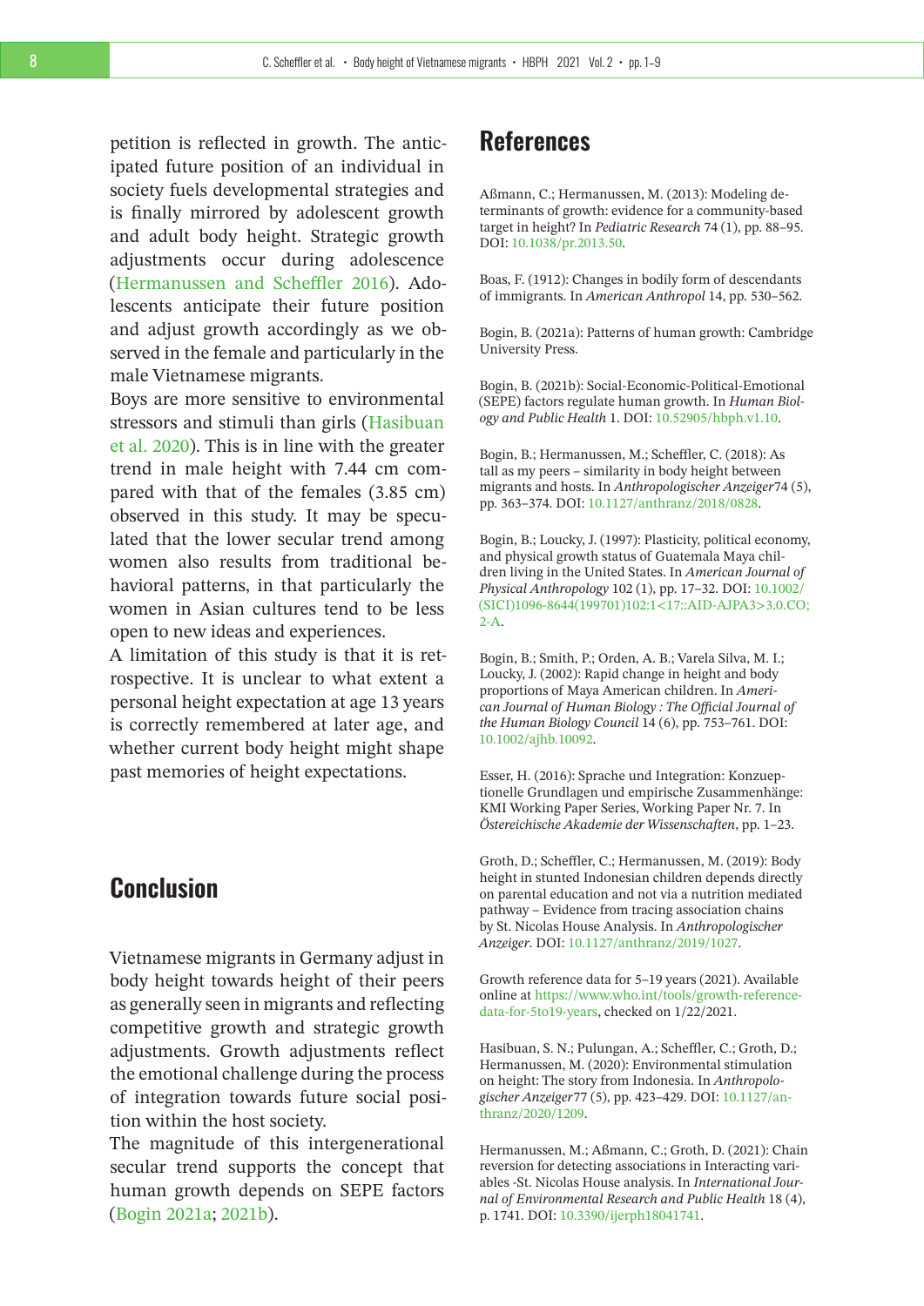petition is reflected in growth. The anticipated future position of an individual in society fuels developmental strategies and is finally mirrored by adolescent growth and adult body height. Strategic growth adjustments occur during adolescence (Hermanussen and Scheffler 2016). Adolescents anticipate their future position and adjust growth accordingly as we observed in the female and particularly in the male Vietnamese migrants.

Boys are more sensitive to environmental stressors and stimuli than girls (Hasibuan et al. 2020). This is in line with the greater trend in male height with 7.44 cm compared with that of the females (3.85 cm) observed in this study. It may be speculated that the lower secular trend among women also results from traditional behavioral patterns, in that particularly the women in Asian cultures tend to be less open to new ideas and experiences.

A limitation of this study is that it is retrospective. It is unclear to what extent a personal height expectation at age 13 years is correctly remembered at later age, and whether current body height might shape past memories of height expectations.

## Conclusion

Vietnamese migrants in Germany adjust in body height towards height of their peers as generally seen in migrants and reflecting competitive growth and strategic growth adjustments. Growth adjustments reflect the emotional challenge during the process of integration towards future social position within the host society.

The magnitude of this intergenerational secular trend supports the concept that human growth depends on SEPE factors (Bogin 2021a; 2021b).

## References

Aßmann, C.; Hermanussen, M. (2013): Modeling determinants of growth: evidence for a community-based target in height? In *Pediatric Research* 74 (1), pp. 88–95. DOI: 10.1038/pr.2013.50.

Boas, F. (1912): Changes in bodily form of descendants of immigrants. In *American Anthropol* 14, pp. 530–562.

Bogin, B. (2021a): Patterns of human growth: Cambridge University Press.

Bogin, B. (2021b): Social-Economic-Political-Emotional (SEPE) factors regulate human growth. In *Human Biology and Public Health* 1. DOI: 10.52905/hbph.v1.10.

Bogin, B.; Hermanussen, M.; Scheffler, C. (2018): As tall as my peers – similarity in body height between migrants and hosts. In *Anthropologischer Anzeiger* 74 (5), pp. 363–374. DOI: 10.1127/anthranz/2018/0828.

Bogin, B.; Loucky, J. (1997): Plasticity, political economy, and physical growth status of Guatemala Maya children living in the United States. In *American Journal of Physical Anthropology* 102 (1), pp. 17–32. DOI: 10.1002/(SICI)1096-8644(199701)102:1<17::AID-AJPA3>3.0.CO;2-A.

Bogin, B.; Smith, P.; Orden, A. B.; Varela Silva, M. I.; Loucky, J. (2002): Rapid change in height and body proportions of Maya American children. In *American Journal of Human Biology : The Official Journal of the Human Biology Council* 14 (6), pp. 753–761. DOI: 10.1002/ajhb.10092.

Esser, H. (2016): Sprache und Integration: Konzeptionelle Grundlagen und empirische Zusammenhänge: KMI Working Paper Series, Working Paper Nr. 7. In *Österreichische Akademie der Wissenschaften*, pp. 1–23.

Groth, D.; Scheffler, C.; Hermanussen, M. (2019): Body height in stunted Indonesian children depends directly on parental education and not via a nutrition mediated pathway – Evidence from tracing association chains by St. Nicolas House Analysis. In *Anthropologischer Anzeiger*. DOI: 10.1127/anthranz/2019/1027.

Growth reference data for 5–19 years (2021). Available online at https://www.who.int/tools/growth-reference-data-for-5to19-years, checked on 1/22/2021.

Hasibuan, S. N.; Pulungan, A.; Scheffler, C.; Groth, D.; Hermanussen, M. (2020): Environmental stimulation on height: The story from Indonesia. In *Anthropologischer Anzeiger* 77 (5), pp. 423–429. DOI: 10.1127/anthranz/2020/1209.

Hermanussen, M.; Aßmann, C.; Groth, D. (2021): Chain reversion for detecting associations in Interacting variables -St. Nicolas House analysis. In *International Journal of Environmental Research and Public Health* 18 (4), p. 1741. DOI: 10.3390/ijerph18041741.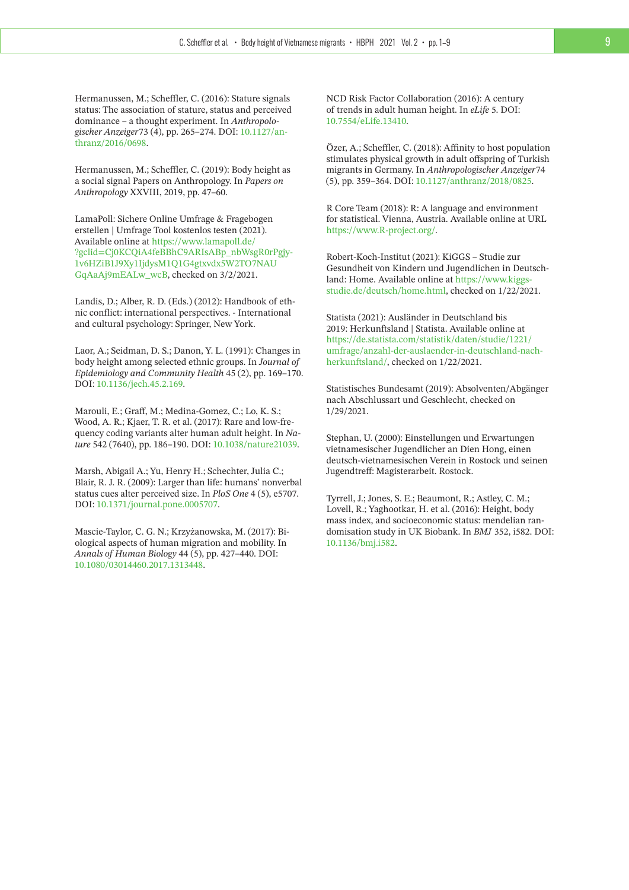Hermanussen, M.; Scheffler, C. (2016): Stature signals status: The association of stature, status and perceived dominance – a thought experiment. In *Anthropologischer Anzeiger*73 (4), pp. 265–274. DOI: 10.1127/anthranz/2016/0698.

Hermanussen, M.; Scheffler, C. (2019): Body height as a social signal Papers on Anthropology. In *Papers on Anthropology* XXVIII, 2019, pp. 47–60.

LamaPoll: Sichere Online Umfrage & Fragebogen erstellen | Umfrage Tool kostenlos testen (2021). Available online at https://www.lamapoll.de/?gclid=Cj0KCQiA4feBBhC9ARIsABp_nbWsgR0rPgjy-1v6HZiB1J9Xy1IjdysM1Q1G4gtxvdx5W2TO7NAUGqAaAj9mEALw_wcB, checked on 3/2/2021.

Landis, D.; Alber, R. D. (Eds.) (2012): Handbook of ethnic conflict: international perspectives. - International and cultural psychology: Springer, New York.

Laor, A.; Seidman, D. S.; Danon, Y. L. (1991): Changes in body height among selected ethnic groups. In *Journal of Epidemiology and Community Health* 45 (2), pp. 169–170. DOI: 10.1136/jech.45.2.169.

Marouli, E.; Graff, M.; Medina-Gomez, C.; Lo, K. S.; Wood, A. R.; Kjaer, T. R. et al. (2017): Rare and low-frequency coding variants alter human adult height. In *Nature* 542 (7640), pp. 186–190. DOI: 10.1038/nature21039.

Marsh, Abigail A.; Yu, Henry H.; Schechter, Julia C.; Blair, R. J. R. (2009): Larger than life: humans' nonverbal status cues alter perceived size. In *PloS One* 4 (5), e5707. DOI: 10.1371/journal.pone.0005707.

Mascie-Taylor, C. G. N.; Krzyżanowska, M. (2017): Biological aspects of human migration and mobility. In *Annals of Human Biology* 44 (5), pp. 427–440. DOI: 10.1080/03014460.2017.1313448.

NCD Risk Factor Collaboration (2016): A century of trends in adult human height. In *eLife* 5. DOI: 10.7554/eLife.13410.

Özer, A.; Scheffler, C. (2018): Affinity to host population stimulates physical growth in adult offspring of Turkish migrants in Germany. In *Anthropologischer Anzeiger*74 (5), pp. 359–364. DOI: 10.1127/anthranz/2018/0825.

R Core Team (2018): R: A language and environment for statistical. Vienna, Austria. Available online at URL https://www.R-project.org/.

Robert-Koch-Institut (2021): KiGGS – Studie zur Gesundheit von Kindern und Jugendlichen in Deutschland: Home. Available online at https://www.kiggs-studie.de/deutsch/home.html, checked on 1/22/2021.

Statista (2021): Ausländer in Deutschland bis 2019: Herkunftsland | Statista. Available online at https://de.statista.com/statistik/daten/studie/1221/umfrage/anzahl-der-auslaender-in-deutschland-nach-herkunftsland/, checked on 1/22/2021.

Statistisches Bundesamt (2019): Absolventen/Abgänger nach Abschlussart und Geschlecht, checked on 1/29/2021.

Stephan, U. (2000): Einstellungen und Erwartungen vietnamesischer Jugendlicher an Dien Hong, einen deutsch-vietnamesischen Verein in Rostock und seinen Jugendtreff: Magisterarbeit. Rostock.

Tyrrell, J.; Jones, S. E.; Beaumont, R.; Astley, C. M.; Lovell, R.; Yaghootkar, H. et al. (2016): Height, body mass index, and socioeconomic status: mendelian randomisation study in UK Biobank. In *BMJ* 352, i582. DOI: 10.1136/bmj.i582.